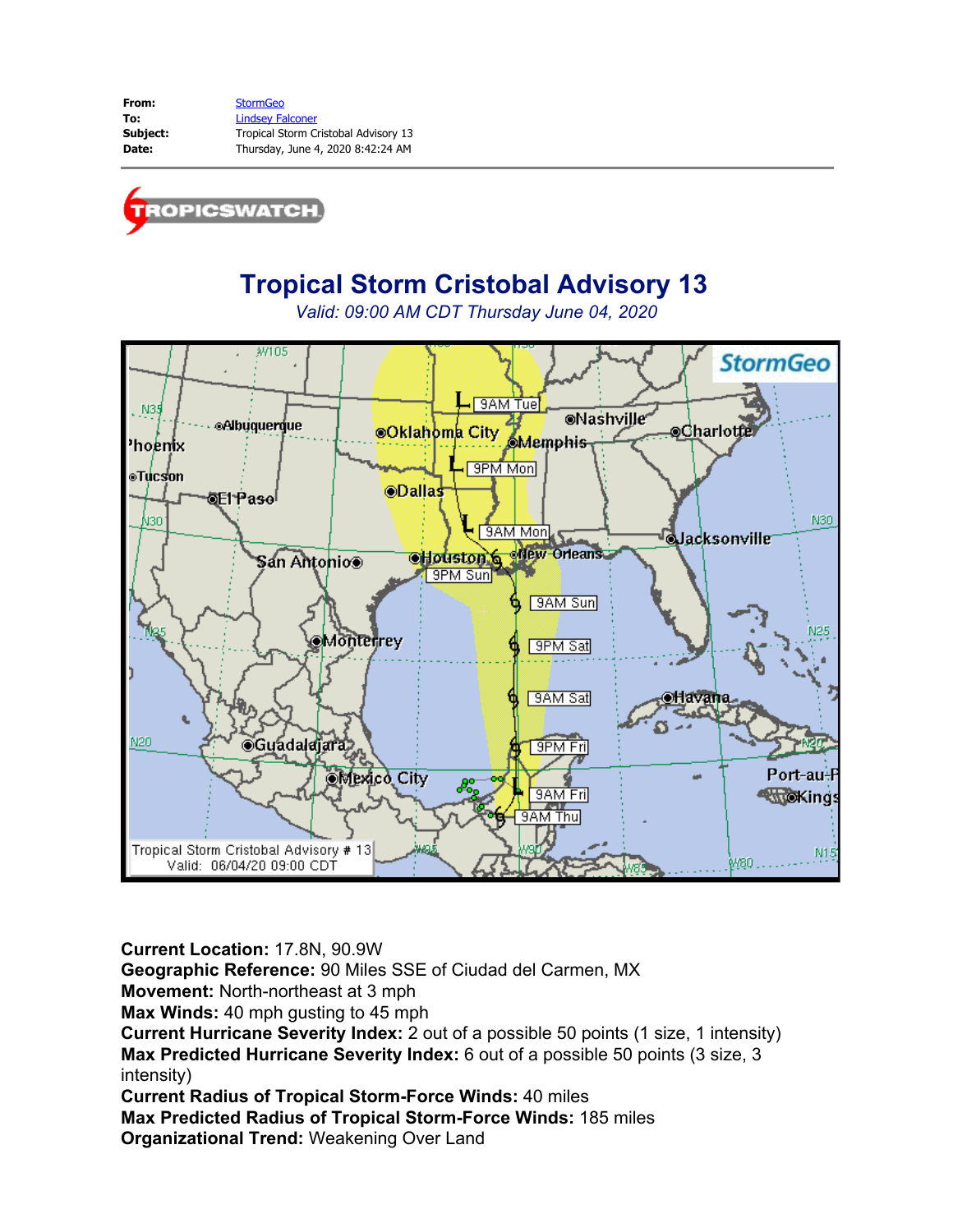| | |
|---|---|
| **From:** | StormGeo |
| **To:** | Lindsey Falconer |
| **Subject:** | Tropical Storm Cristobal Advisory 13 |
| **Date:** | Thursday, June 4, 2020 8:42:24 AM |

# Tropical Storm Cristobal Advisory 13

*Valid: 09:00 AM CDT Thursday June 04, 2020*

**Current Location:** 17.8N, 90.9W
**Geographic Reference:** 90 Miles SSE of Ciudad del Carmen, MX
**Movement:** North-northeast at 3 mph
**Max Winds:** 40 mph gusting to 45 mph
**Current Hurricane Severity Index:** 2 out of a possible 50 points (1 size, 1 intensity)
**Max Predicted Hurricane Severity Index:** 6 out of a possible 50 points (3 size, 3 intensity)
**Current Radius of Tropical Storm-Force Winds:** 40 miles
**Max Predicted Radius of Tropical Storm-Force Winds:** 185 miles
**Organizational Trend:** Weakening Over Land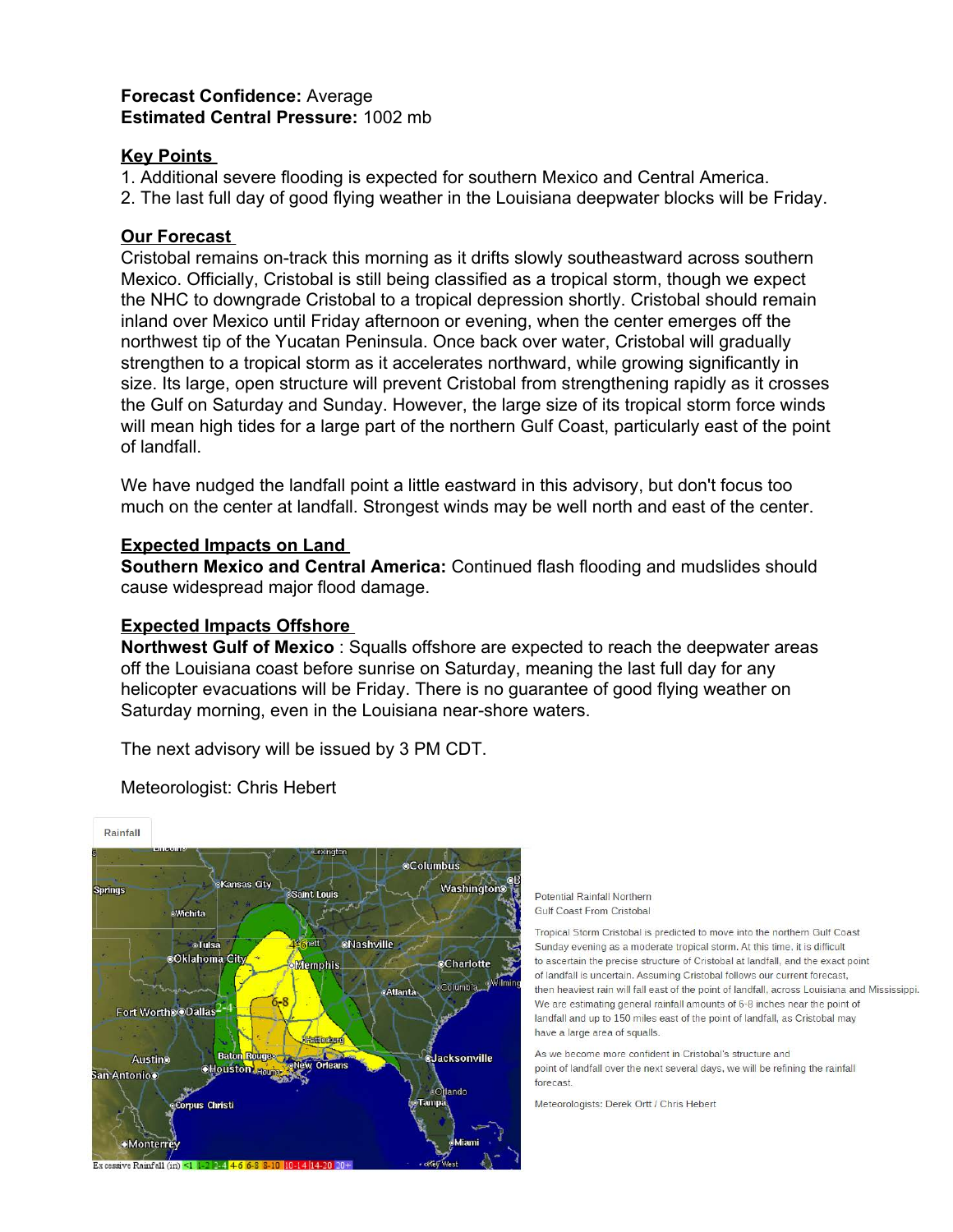**Forecast Confidence:** Average
**Estimated Central Pressure:** 1002 mb

**Key Points**

1. Additional severe flooding is expected for southern Mexico and Central America.
2. The last full day of good flying weather in the Louisiana deepwater blocks will be Friday.

**Our Forecast**

Cristobal remains on-track this morning as it drifts slowly southeastward across southern Mexico. Officially, Cristobal is still being classified as a tropical storm, though we expect the NHC to downgrade Cristobal to a tropical depression shortly. Cristobal should remain inland over Mexico until Friday afternoon or evening, when the center emerges off the northwest tip of the Yucatan Peninsula. Once back over water, Cristobal will gradually strengthen to a tropical storm as it accelerates northward, while growing significantly in size. Its large, open structure will prevent Cristobal from strengthening rapidly as it crosses the Gulf on Saturday and Sunday. However, the large size of its tropical storm force winds will mean high tides for a large part of the northern Gulf Coast, particularly east of the point of landfall.

We have nudged the landfall point a little eastward in this advisory, but don't focus too much on the center at landfall. Strongest winds may be well north and east of the center.

**Expected Impacts on Land**

**Southern Mexico and Central America:** Continued flash flooding and mudslides should cause widespread major flood damage.

**Expected Impacts Offshore**

**Northwest Gulf of Mexico** : Squalls offshore are expected to reach the deepwater areas off the Louisiana coast before sunrise on Saturday, meaning the last full day for any helicopter evacuations will be Friday. There is no guarantee of good flying weather on Saturday morning, even in the Louisiana near-shore waters.

The next advisory will be issued by 3 PM CDT.

Meteorologist: Chris Hebert

Rainfall

Excessive Rainfall (in) <1 1-2 2-4 4-6 6-8 8-10 10-14 14-20 20+

Potential Rainfall Northern Gulf Coast From Cristobal

Tropical Storm Cristobal is predicted to move into the northern Gulf Coast Sunday evening as a moderate tropical storm. At this time, it is difficult to ascertain the precise structure of Cristobal at landfall, and the exact point of landfall is uncertain. Assuming Cristobal follows our current forecast, then heaviest rain will fall east of the point of landfall, across Louisiana and Mississippi. We are estimating general rainfall amounts of 6-8 inches near the point of landfall and up to 150 miles east of the point of landfall, as Cristobal may have a large area of squalls.

As we become more confident in Cristobal's structure and point of landfall over the next several days, we will be refining the rainfall forecast.

Meteorologists: Derek Ortt / Chris Hebert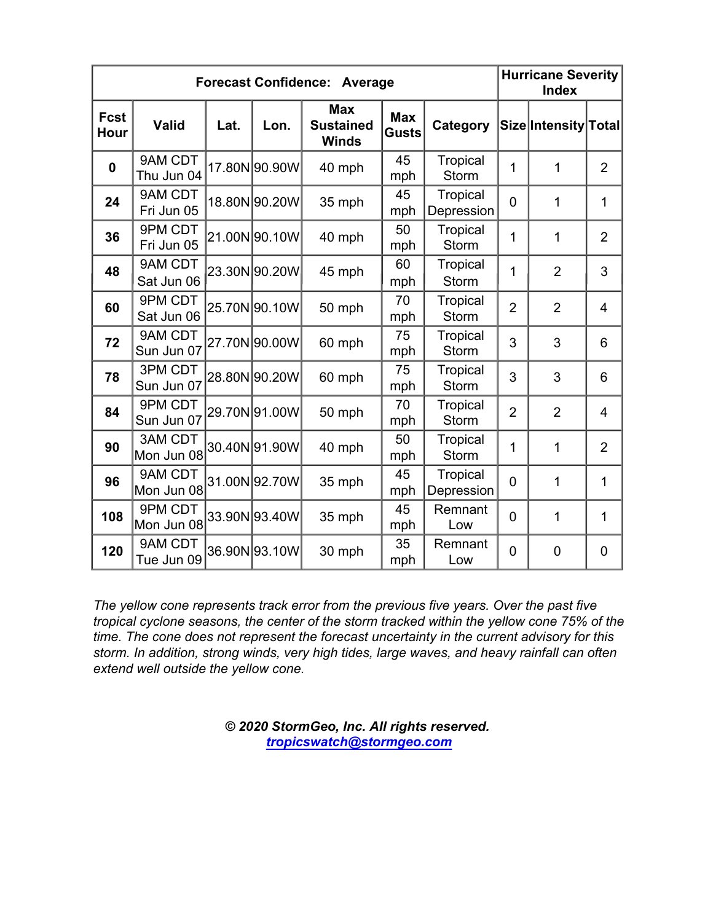| Forecast Confidence: Average | | | | | | | Hurricane Severity Index | | |
|---|---|---|---|---|---|---|---|---|---|
| **Fcst Hour** | **Valid** | **Lat.** | **Lon.** | **Max Sustained Winds** | **Max Gusts** | **Category** | **Size** | **Intensity** | **Total** |
| **0** | 9AM CDT Thu Jun 04 | 17.80N | 90.90W | 40 mph | 45 mph | Tropical Storm | 1 | 1 | 2 |
| **24** | 9AM CDT Fri Jun 05 | 18.80N | 90.20W | 35 mph | 45 mph | Tropical Depression | 0 | 1 | 1 |
| **36** | 9PM CDT Fri Jun 05 | 21.00N | 90.10W | 40 mph | 50 mph | Tropical Storm | 1 | 1 | 2 |
| **48** | 9AM CDT Sat Jun 06 | 23.30N | 90.20W | 45 mph | 60 mph | Tropical Storm | 1 | 2 | 3 |
| **60** | 9PM CDT Sat Jun 06 | 25.70N | 90.10W | 50 mph | 70 mph | Tropical Storm | 2 | 2 | 4 |
| **72** | 9AM CDT Sun Jun 07 | 27.70N | 90.00W | 60 mph | 75 mph | Tropical Storm | 3 | 3 | 6 |
| **78** | 3PM CDT Sun Jun 07 | 28.80N | 90.20W | 60 mph | 75 mph | Tropical Storm | 3 | 3 | 6 |
| **84** | 9PM CDT Sun Jun 07 | 29.70N | 91.00W | 50 mph | 70 mph | Tropical Storm | 2 | 2 | 4 |
| **90** | 3AM CDT Mon Jun 08 | 30.40N | 91.90W | 40 mph | 50 mph | Tropical Storm | 1 | 1 | 2 |
| **96** | 9AM CDT Mon Jun 08 | 31.00N | 92.70W | 35 mph | 45 mph | Tropical Depression | 0 | 1 | 1 |
| **108** | 9PM CDT Mon Jun 08 | 33.90N | 93.40W | 35 mph | 45 mph | Remnant Low | 0 | 1 | 1 |
| **120** | 9AM CDT Tue Jun 09 | 36.90N | 93.10W | 30 mph | 35 mph | Remnant Low | 0 | 0 | 0 |

*The yellow cone represents track error from the previous five years. Over the past five tropical cyclone seasons, the center of the storm tracked within the yellow cone 75% of the time. The cone does not represent the forecast uncertainty in the current advisory for this storm. In addition, strong winds, very high tides, large waves, and heavy rainfall can often extend well outside the yellow cone.*

***© 2020 StormGeo, Inc. All rights reserved.***
***tropicswatch@stormgeo.com***